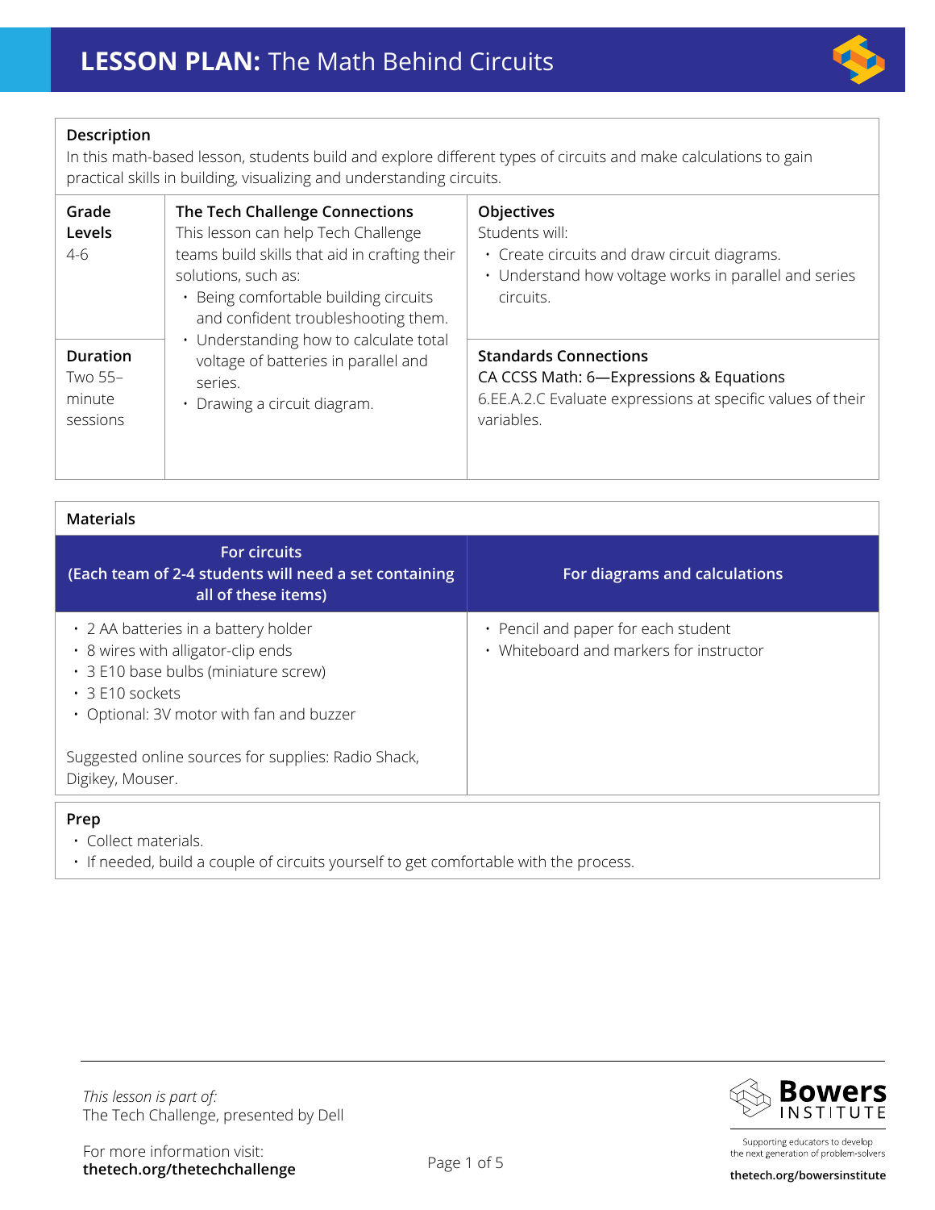# LESSON PLAN: The Math Behind Circuits

### Description

In this math-based lesson, students build and explore different types of circuits and make calculations to gain practical skills in building, visualizing and understanding circuits.

### Grade Levels

4-6

### Duration

Two 55–minute sessions

### The Tech Challenge Connections

This lesson can help Tech Challenge teams build skills that aid in crafting their solutions, such as:

- Being comfortable building circuits and confident troubleshooting them.
- Understanding how to calculate total voltage of batteries in parallel and series.
- Drawing a circuit diagram.

### Objectives

Students will:

- Create circuits and draw circuit diagrams.
- Understand how voltage works in parallel and series circuits.

### Standards Connections

CA CCSS Math: 6—Expressions & Equations

6.EE.A.2.C Evaluate expressions at specific values of their variables.

### Materials

| For circuits (Each team of 2-4 students will need a set containing all of these items) | For diagrams and calculations |
| --- | --- |
| • 2 AA batteries in a battery holder<br>• 8 wires with alligator-clip ends<br>• 3 E10 base bulbs (miniature screw)<br>• 3 E10 sockets<br>• Optional: 3V motor with fan and buzzer<br><br>Suggested online sources for supplies: Radio Shack, Digikey, Mouser. | • Pencil and paper for each student<br>• Whiteboard and markers for instructor |

### Prep

- Collect materials.
- If needed, build a couple of circuits yourself to get comfortable with the process.

*This lesson is part of:*
The Tech Challenge, presented by Dell

For more information visit:
**thetech.org/thetechchallenge**

**Bowers INSTITUTE**
Supporting educators to develop the next generation of problem-solvers
**thetech.org/bowersinstitute**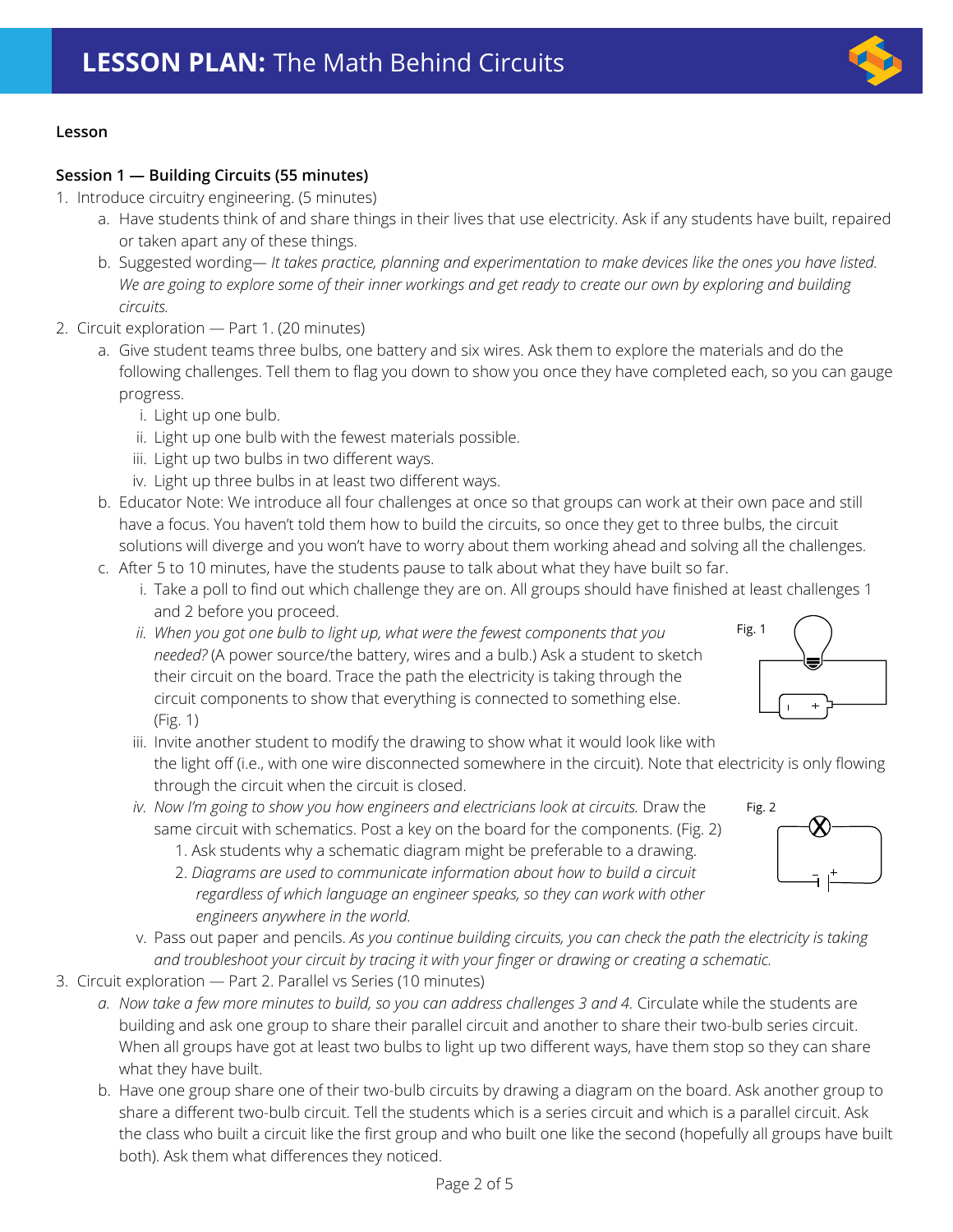# LESSON PLAN: The Math Behind Circuits

**Lesson**

**Session 1 — Building Circuits (55 minutes)**

1. Introduce circuitry engineering. (5 minutes)
   a. Have students think of and share things in their lives that use electricity. Ask if any students have built, repaired or taken apart any of these things.
   b. Suggested wording— *It takes practice, planning and experimentation to make devices like the ones you have listed. We are going to explore some of their inner workings and get ready to create our own by exploring and building circuits.*
2. Circuit exploration — Part 1. (20 minutes)
   a. Give student teams three bulbs, one battery and six wires. Ask them to explore the materials and do the following challenges. Tell them to flag you down to show you once they have completed each, so you can gauge progress.
      i. Light up one bulb.
      ii. Light up one bulb with the fewest materials possible.
      iii. Light up two bulbs in two different ways.
      iv. Light up three bulbs in at least two different ways.
   b. Educator Note: We introduce all four challenges at once so that groups can work at their own pace and still have a focus. You haven't told them how to build the circuits, so once they get to three bulbs, the circuit solutions will diverge and you won't have to worry about them working ahead and solving all the challenges.
   c. After 5 to 10 minutes, have the students pause to talk about what they have built so far.
      i. Take a poll to find out which challenge they are on. All groups should have finished at least challenges 1 and 2 before you proceed.
      ii. *When you got one bulb to light up, what were the fewest components that you needed?* (A power source/the battery, wires and a bulb.) Ask a student to sketch their circuit on the board. Trace the path the electricity is taking through the circuit components to show that everything is connected to something else. (Fig. 1)

         Fig. 1

      iii. Invite another student to modify the drawing to show what it would look like with the light off (i.e., with one wire disconnected somewhere in the circuit). Note that electricity is only flowing through the circuit when the circuit is closed.
      iv. *Now I'm going to show you how engineers and electricians look at circuits.* Draw the same circuit with schematics. Post a key on the board for the components. (Fig. 2)

         Fig. 2

         1. Ask students why a schematic diagram might be preferable to a drawing.
         2. *Diagrams are used to communicate information about how to build a circuit regardless of which language an engineer speaks, so they can work with other engineers anywhere in the world.*
      v. Pass out paper and pencils. *As you continue building circuits, you can check the path the electricity is taking and troubleshoot your circuit by tracing it with your finger or drawing or creating a schematic.*
3. Circuit exploration — Part 2. Parallel vs Series (10 minutes)
   a. *Now take a few more minutes to build, so you can address challenges 3 and 4.* Circulate while the students are building and ask one group to share their parallel circuit and another to share their two-bulb series circuit. When all groups have got at least two bulbs to light up two different ways, have them stop so they can share what they have built.
   b. Have one group share one of their two-bulb circuits by drawing a diagram on the board. Ask another group to share a different two-bulb circuit. Tell the students which is a series circuit and which is a parallel circuit. Ask the class who built a circuit like the first group and who built one like the second (hopefully all groups have built both). Ask them what differences they noticed.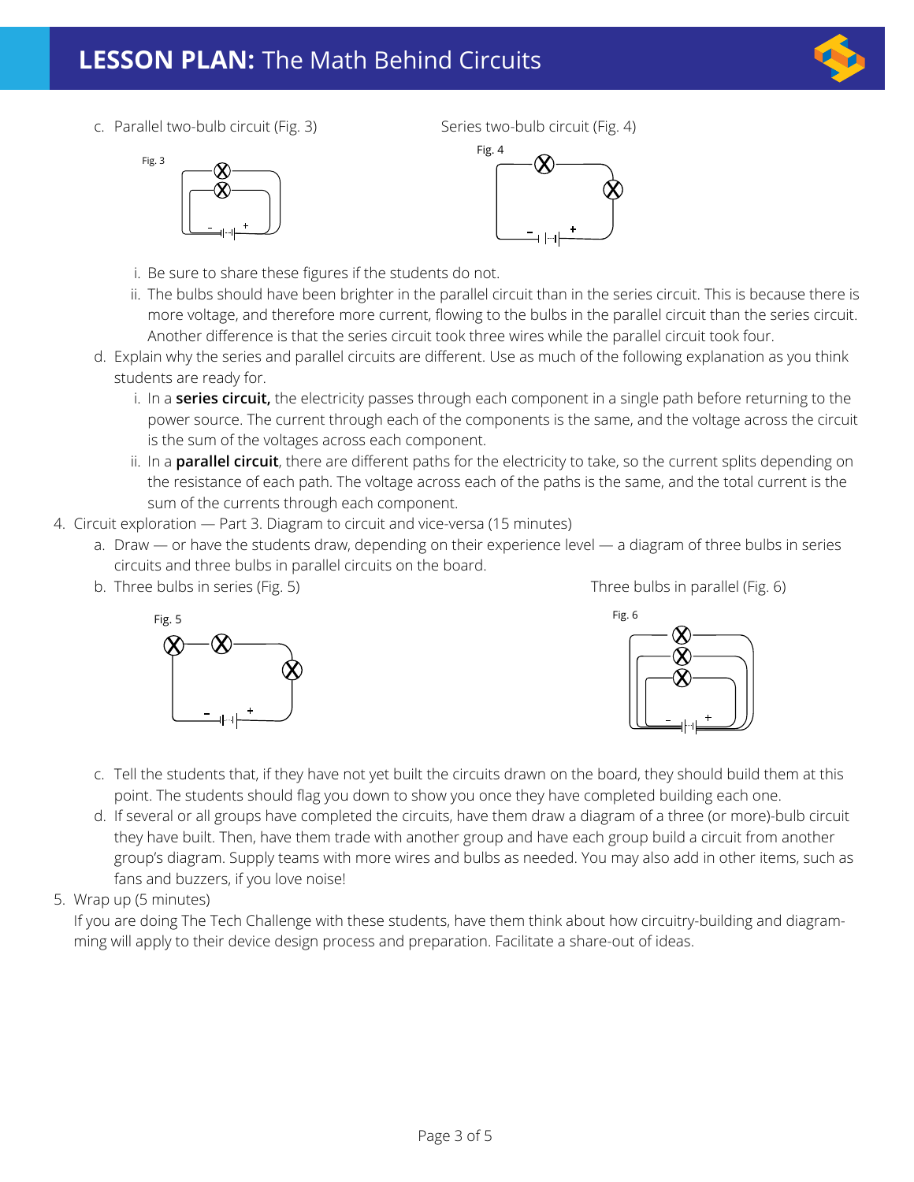c. Parallel two-bulb circuit (Fig. 3)

Fig. 3

Series two-bulb circuit (Fig. 4)

Fig. 4

   i. Be sure to share these figures if the students do not.
   ii. The bulbs should have been brighter in the parallel circuit than in the series circuit. This is because there is more voltage, and therefore more current, flowing to the bulbs in the parallel circuit than the series circuit. Another difference is that the series circuit took three wires while the parallel circuit took four.

d. Explain why the series and parallel circuits are different. Use as much of the following explanation as you think students are ready for.
   i. In a **series circuit,** the electricity passes through each component in a single path before returning to the power source. The current through each of the components is the same, and the voltage across the circuit is the sum of the voltages across each component.
   ii. In a **parallel circuit**, there are different paths for the electricity to take, so the current splits depending on the resistance of each path. The voltage across each of the paths is the same, and the total current is the sum of the currents through each component.

4. Circuit exploration — Part 3. Diagram to circuit and vice-versa (15 minutes)
   a. Draw — or have the students draw, depending on their experience level — a diagram of three bulbs in series circuits and three bulbs in parallel circuits on the board.
   b. Three bulbs in series (Fig. 5)

      Fig. 5

      Three bulbs in parallel (Fig. 6)

      Fig. 6

   c. Tell the students that, if they have not yet built the circuits drawn on the board, they should build them at this point. The students should flag you down to show you once they have completed building each one.
   d. If several or all groups have completed the circuits, have them draw a diagram of a three (or more)-bulb circuit they have built. Then, have them trade with another group and have each group build a circuit from another group's diagram. Supply teams with more wires and bulbs as needed. You may also add in other items, such as fans and buzzers, if you love noise!

5. Wrap up (5 minutes)
   If you are doing The Tech Challenge with these students, have them think about how circuitry-building and diagramming will apply to their device design process and preparation. Facilitate a share-out of ideas.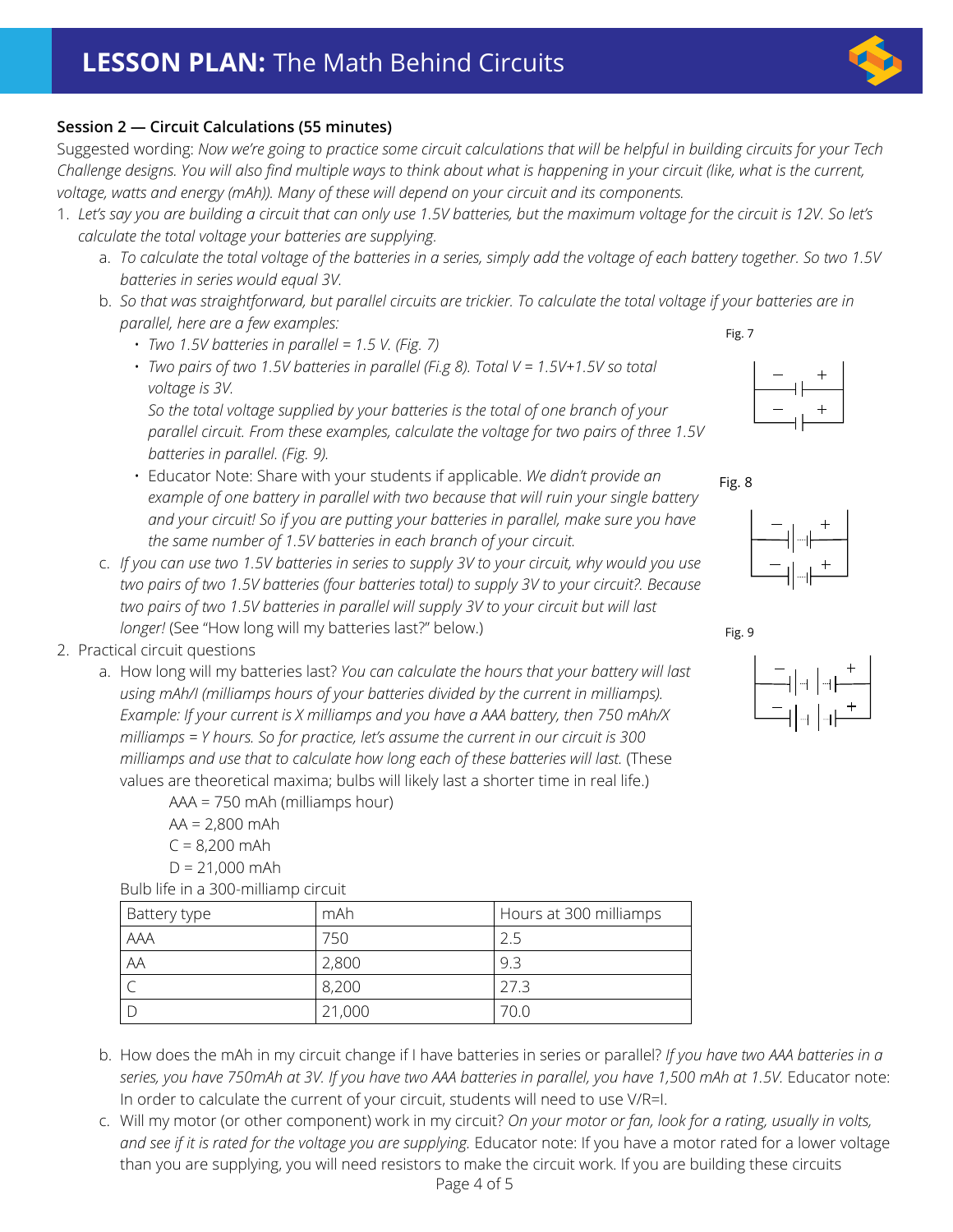**Session 2 — Circuit Calculations (55 minutes)**

Suggested wording: *Now we're going to practice some circuit calculations that will be helpful in building circuits for your Tech Challenge designs. You will also find multiple ways to think about what is happening in your circuit (like, what is the current, voltage, watts and energy (mAh)). Many of these will depend on your circuit and its components.*

1. *Let's say you are building a circuit that can only use 1.5V batteries, but the maximum voltage for the circuit is 12V. So let's calculate the total voltage your batteries are supplying.*
   a. *To calculate the total voltage of the batteries in a series, simply add the voltage of each battery together. So two 1.5V batteries in series would equal 3V.*
   b. *So that was straightforward, but parallel circuits are trickier. To calculate the total voltage if your batteries are in parallel, here are a few examples:*
      - *Two 1.5V batteries in parallel = 1.5 V. (Fig. 7)*
      - *Two pairs of two 1.5V batteries in parallel (Fi.g 8). Total V = 1.5V+1.5V so total voltage is 3V.*
        *So the total voltage supplied by your batteries is the total of one branch of your parallel circuit. From these examples, calculate the voltage for two pairs of three 1.5V batteries in parallel. (Fig. 9).*
      - Educator Note: Share with your students if applicable. *We didn't provide an example of one battery in parallel with two because that will ruin your single battery and your circuit! So if you are putting your batteries in parallel, make sure you have the same number of 1.5V batteries in each branch of your circuit.*

   c. *If you can use two 1.5V batteries in series to supply 3V to your circuit, why would you use two pairs of two 1.5V batteries (four batteries total) to supply 3V to your circuit?. Because two pairs of two 1.5V batteries in parallel will supply 3V to your circuit but will last longer!* (See "How long will my batteries last?" below.)

Fig. 7

Fig. 8

Fig. 9

2. Practical circuit questions
   a. How long will my batteries last? *You can calculate the hours that your battery will last using mAh/I (milliamps hours of your batteries divided by the current in milliamps). Example: If your current is X milliamps and you have a AAA battery, then 750 mAh/X milliamps = Y hours. So for practice, let's assume the current in our circuit is 300 milliamps and use that to calculate how long each of these batteries will last.* (These values are theoretical maxima; bulbs will likely last a shorter time in real life.)

      AAA = 750 mAh (milliamps hour)
      AA = 2,800 mAh
      C = 8,200 mAh
      D = 21,000 mAh

      Bulb life in a 300-milliamp circuit

| Battery type | mAh | Hours at 300 milliamps |
|---|---|---|
| AAA | 750 | 2.5 |
| AA | 2,800 | 9.3 |
| C | 8,200 | 27.3 |
| D | 21,000 | 70.0 |

   b. How does the mAh in my circuit change if I have batteries in series or parallel? *If you have two AAA batteries in a series, you have 750mAh at 3V. If you have two AAA batteries in parallel, you have 1,500 mAh at 1.5V.* Educator note: In order to calculate the current of your circuit, students will need to use V/R=I.
   c. Will my motor (or other component) work in my circuit? *On your motor or fan, look for a rating, usually in volts, and see if it is rated for the voltage you are supplying.* Educator note: If you have a motor rated for a lower voltage than you are supplying, you will need resistors to make the circuit work. If you are building these circuits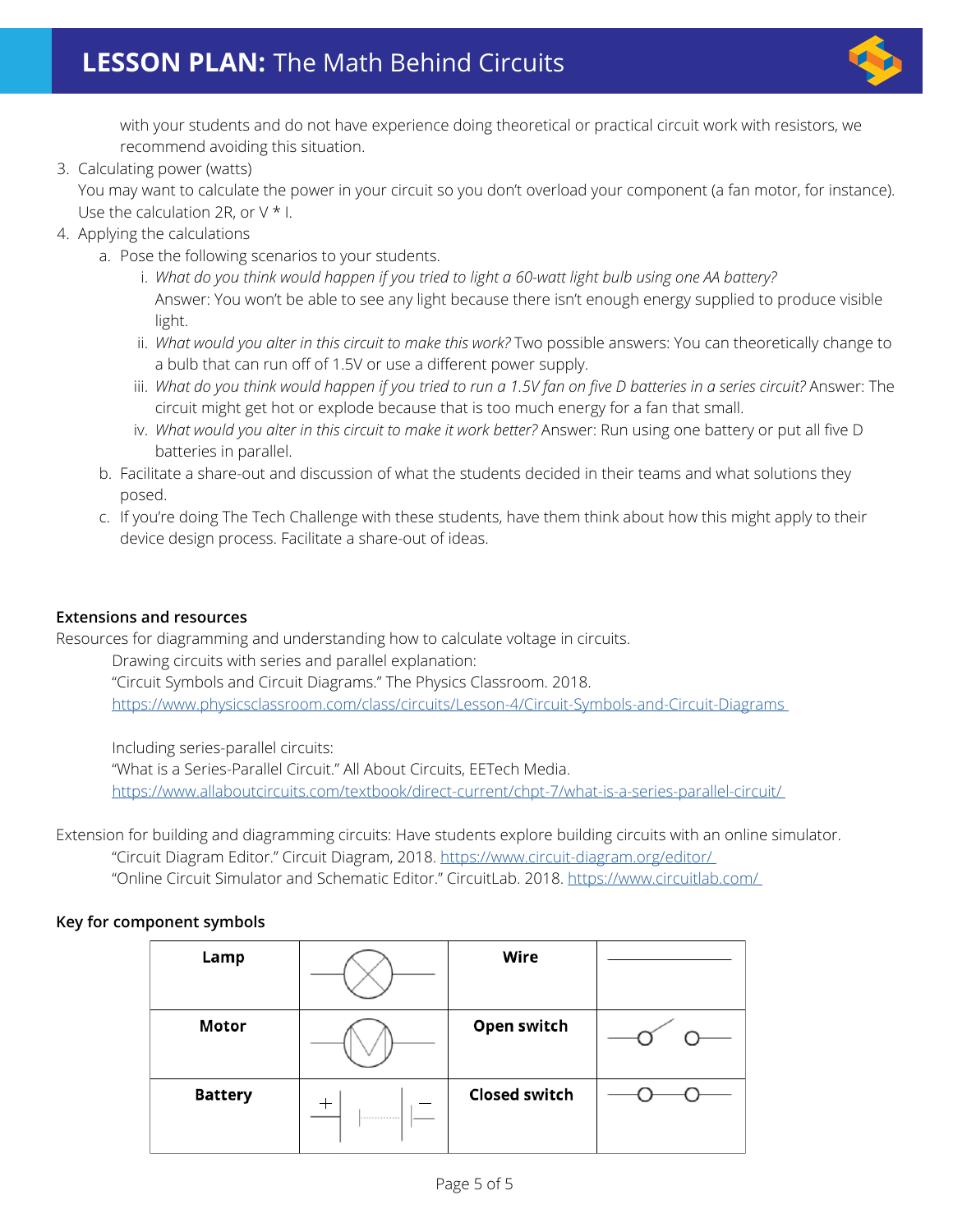with your students and do not have experience doing theoretical or practical circuit work with resistors, we recommend avoiding this situation.

3. Calculating power (watts)
   You may want to calculate the power in your circuit so you don't overload your component (a fan motor, for instance). Use the calculation 2R, or V * I.
4. Applying the calculations
   a. Pose the following scenarios to your students.
      i. *What do you think would happen if you tried to light a 60-watt light bulb using one AA battery?* Answer: You won't be able to see any light because there isn't enough energy supplied to produce visible light.
      ii. *What would you alter in this circuit to make this work?* Two possible answers: You can theoretically change to a bulb that can run off of 1.5V or use a different power supply.
      iii. *What do you think would happen if you tried to run a 1.5V fan on five D batteries in a series circuit?* Answer: The circuit might get hot or explode because that is too much energy for a fan that small.
      iv. *What would you alter in this circuit to make it work better?* Answer: Run using one battery or put all five D batteries in parallel.

   b. Facilitate a share-out and discussion of what the students decided in their teams and what solutions they posed.
   c. If you're doing The Tech Challenge with these students, have them think about how this might apply to their device design process. Facilitate a share-out of ideas.

**Extensions and resources**

Resources for diagramming and understanding how to calculate voltage in circuits.

Drawing circuits with series and parallel explanation:
"Circuit Symbols and Circuit Diagrams." The Physics Classroom. 2018.
https://www.physicsclassroom.com/class/circuits/Lesson-4/Circuit-Symbols-and-Circuit-Diagrams

Including series-parallel circuits:
"What is a Series-Parallel Circuit." All About Circuits, EETech Media.
https://www.allaboutcircuits.com/textbook/direct-current/chpt-7/what-is-a-series-parallel-circuit/

Extension for building and diagramming circuits: Have students explore building circuits with an online simulator.
"Circuit Diagram Editor." Circuit Diagram, 2018. https://www.circuit-diagram.org/editor/
"Online Circuit Simulator and Schematic Editor." CircuitLab. 2018. https://www.circuitlab.com/

**Key for component symbols**

| | | | |
|---|---|---|---|
| **Lamp** | | **Wire** | |
| **Motor** | | **Open switch** | |
| **Battery** | + − | **Closed switch** | |